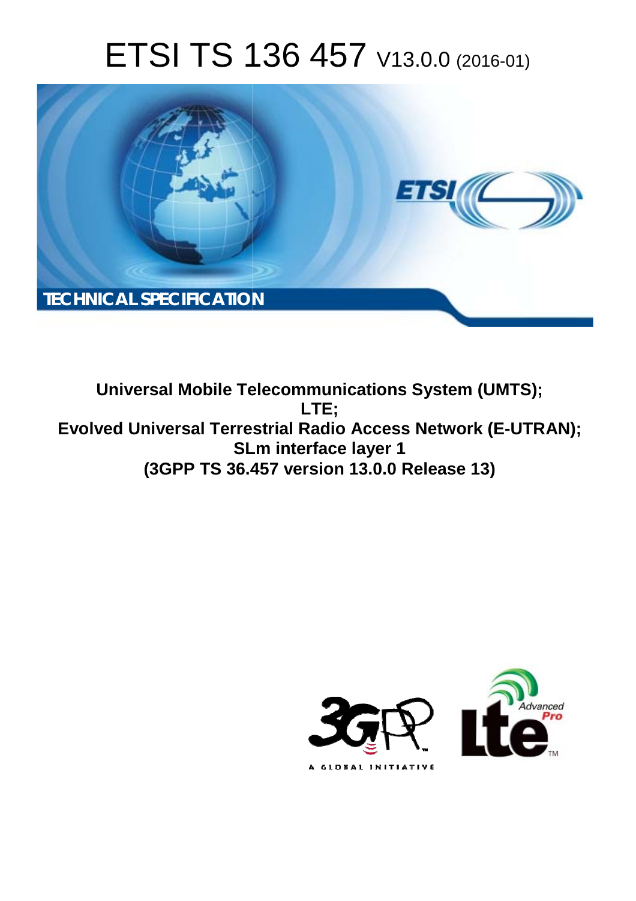# ETSI TS 136 457 V13.0.0 (2016-01)

TECHNICAL SPECIFICATION

**Universal Mobile Telecommunications System (UMTS); LTE; Evolved Universal Terrestrial Radio Access Network (E-UTRAN); SLm interface layer 1 (3GPP TS 36.457 version 13.0.0 Release 13)**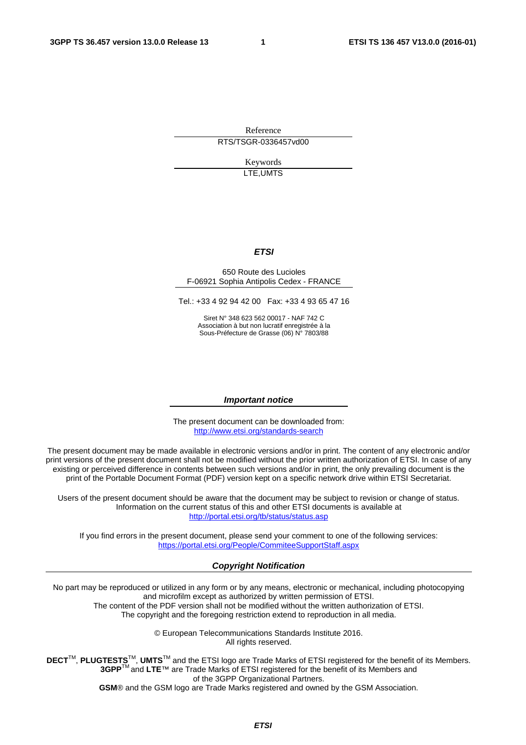Reference

RTS/TSGR-0336457vd00

Keywords

LTE,UMTS

***ETSI***

650 Route des Lucioles
F-06921 Sophia Antipolis Cedex - FRANCE

Tel.: +33 4 92 94 42 00   Fax: +33 4 93 65 47 16

Siret N° 348 623 562 00017 - NAF 742 C
Association à but non lucratif enregistrée à la
Sous-Préfecture de Grasse (06) N° 7803/88

***Important notice***

The present document can be downloaded from:
http://www.etsi.org/standards-search

The present document may be made available in electronic versions and/or in print. The content of any electronic and/or print versions of the present document shall not be modified without the prior written authorization of ETSI. In case of any existing or perceived difference in contents between such versions and/or in print, the only prevailing document is the print of the Portable Document Format (PDF) version kept on a specific network drive within ETSI Secretariat.

Users of the present document should be aware that the document may be subject to revision or change of status. Information on the current status of this and other ETSI documents is available at
http://portal.etsi.org/tb/status/status.asp

If you find errors in the present document, please send your comment to one of the following services:
https://portal.etsi.org/People/CommiteeSupportStaff.aspx

***Copyright Notification***

No part may be reproduced or utilized in any form or by any means, electronic or mechanical, including photocopying and microfilm except as authorized by written permission of ETSI.
The content of the PDF version shall not be modified without the written authorization of ETSI.
The copyright and the foregoing restriction extend to reproduction in all media.

© European Telecommunications Standards Institute 2016.
All rights reserved.

**DECT**™, **PLUGTESTS**™, **UMTS**™ and the ETSI logo are Trade Marks of ETSI registered for the benefit of its Members.
**3GPP**™ and **LTE**™ are Trade Marks of ETSI registered for the benefit of its Members and of the 3GPP Organizational Partners.
**GSM**® and the GSM logo are Trade Marks registered and owned by the GSM Association.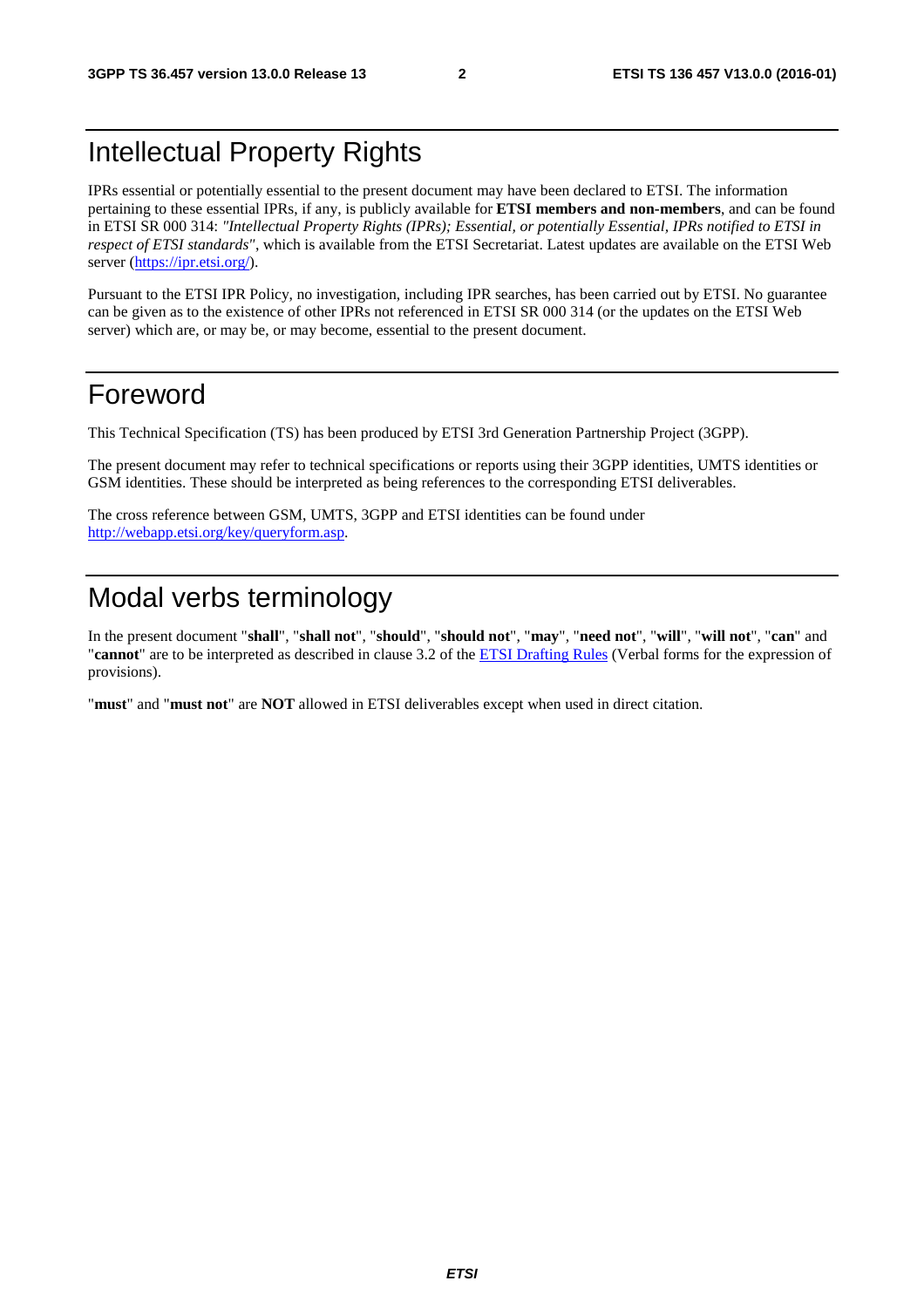# Intellectual Property Rights

IPRs essential or potentially essential to the present document may have been declared to ETSI. The information pertaining to these essential IPRs, if any, is publicly available for **ETSI members and non-members**, and can be found in ETSI SR 000 314: *"Intellectual Property Rights (IPRs); Essential, or potentially Essential, IPRs notified to ETSI in respect of ETSI standards"*, which is available from the ETSI Secretariat. Latest updates are available on the ETSI Web server (https://ipr.etsi.org/).

Pursuant to the ETSI IPR Policy, no investigation, including IPR searches, has been carried out by ETSI. No guarantee can be given as to the existence of other IPRs not referenced in ETSI SR 000 314 (or the updates on the ETSI Web server) which are, or may be, or may become, essential to the present document.

# Foreword

This Technical Specification (TS) has been produced by ETSI 3rd Generation Partnership Project (3GPP).

The present document may refer to technical specifications or reports using their 3GPP identities, UMTS identities or GSM identities. These should be interpreted as being references to the corresponding ETSI deliverables.

The cross reference between GSM, UMTS, 3GPP and ETSI identities can be found under http://webapp.etsi.org/key/queryform.asp.

# Modal verbs terminology

In the present document "**shall**", "**shall not**", "**should**", "**should not**", "**may**", "**need not**", "**will**", "**will not**", "**can**" and "**cannot**" are to be interpreted as described in clause 3.2 of the ETSI Drafting Rules (Verbal forms for the expression of provisions).

"**must**" and "**must not**" are **NOT** allowed in ETSI deliverables except when used in direct citation.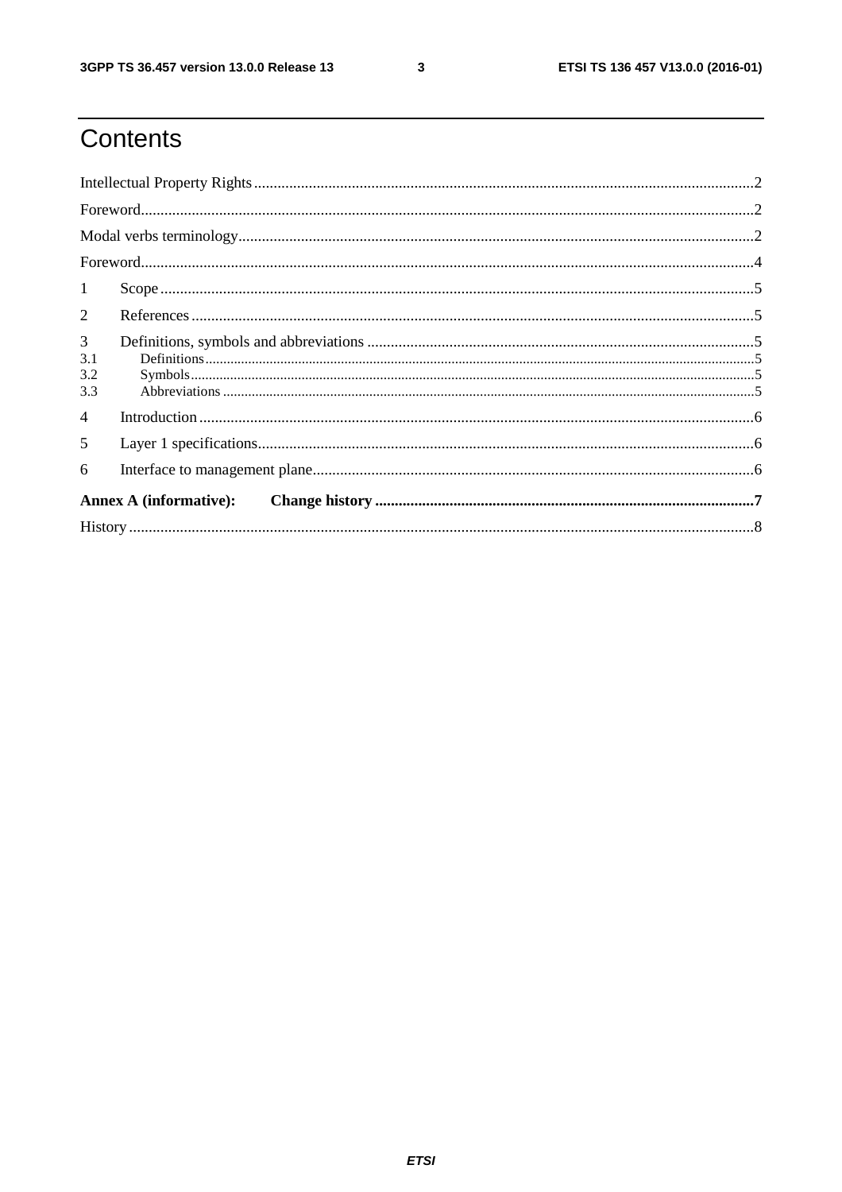# Contents

Intellectual Property Rights ..... 2

Foreword ..... 2

Modal verbs terminology ..... 2

Foreword ..... 4

1 Scope ..... 5

2 References ..... 5

3 Definitions, symbols and abbreviations ..... 5

3.1 Definitions ..... 5

3.2 Symbols ..... 5

3.3 Abbreviations ..... 5

4 Introduction ..... 6

5 Layer 1 specifications ..... 6

6 Interface to management plane ..... 6

**Annex A (informative): Change history ..... 7**

History ..... 8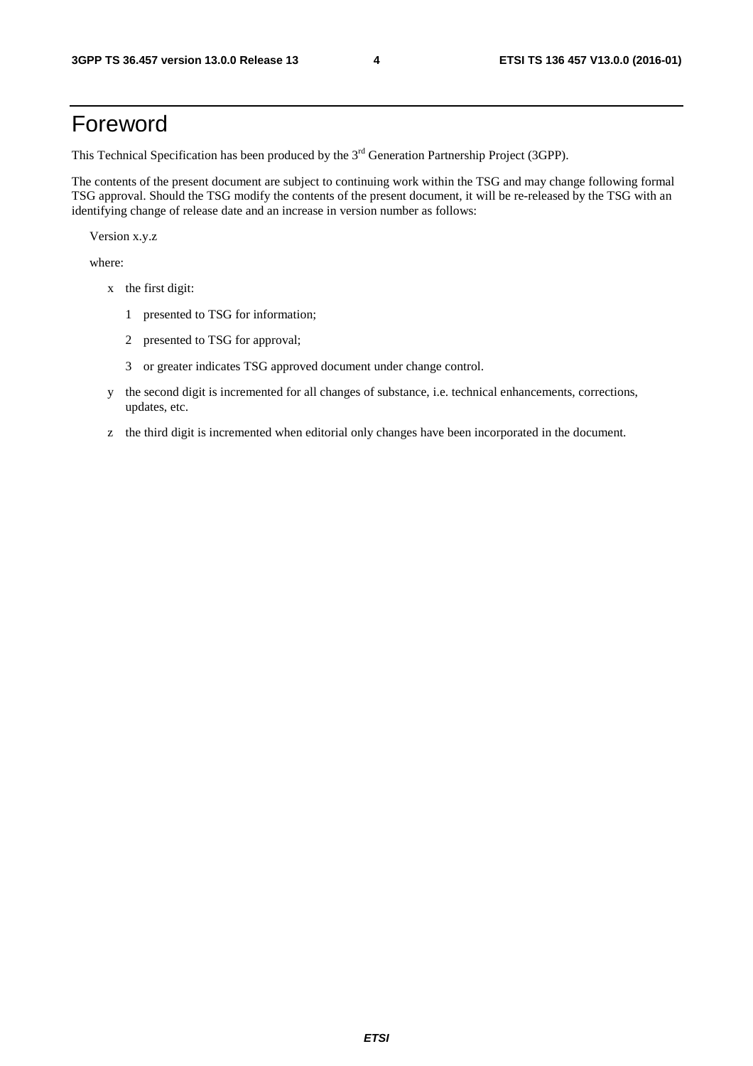# Foreword

This Technical Specification has been produced by the 3rd Generation Partnership Project (3GPP).

The contents of the present document are subject to continuing work within the TSG and may change following formal TSG approval. Should the TSG modify the contents of the present document, it will be re-released by the TSG with an identifying change of release date and an increase in version number as follows:

Version x.y.z

where:

- x the first digit:
  - 1 presented to TSG for information;
  - 2 presented to TSG for approval;
  - 3 or greater indicates TSG approved document under change control.
- y the second digit is incremented for all changes of substance, i.e. technical enhancements, corrections, updates, etc.
- z the third digit is incremented when editorial only changes have been incorporated in the document.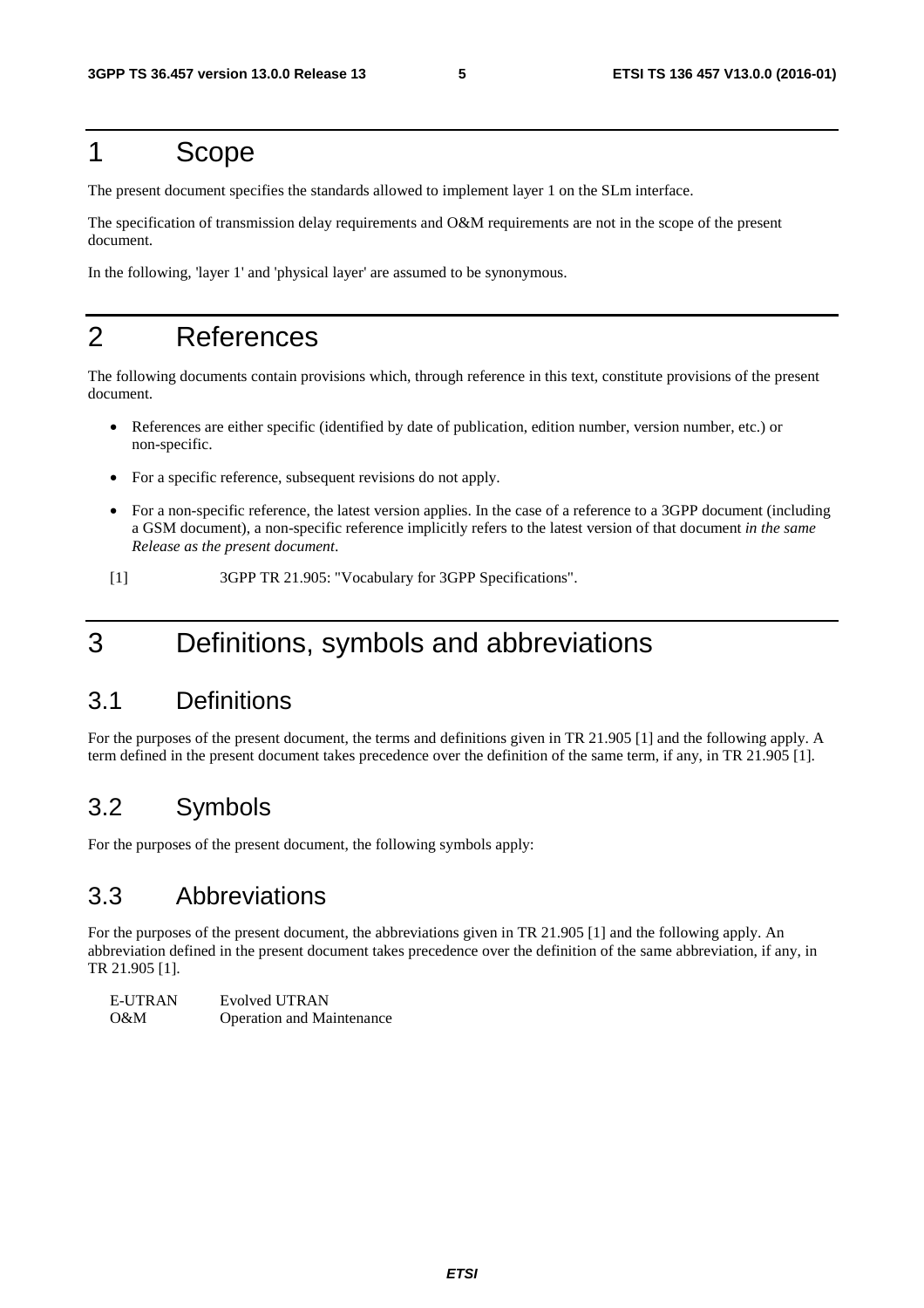# 1 Scope

The present document specifies the standards allowed to implement layer 1 on the SLm interface.

The specification of transmission delay requirements and O&M requirements are not in the scope of the present document.

In the following, 'layer 1' and 'physical layer' are assumed to be synonymous.

# 2 References

The following documents contain provisions which, through reference in this text, constitute provisions of the present document.

- References are either specific (identified by date of publication, edition number, version number, etc.) or non-specific.
- For a specific reference, subsequent revisions do not apply.
- For a non-specific reference, the latest version applies. In the case of a reference to a 3GPP document (including a GSM document), a non-specific reference implicitly refers to the latest version of that document *in the same Release as the present document*.

[1] 3GPP TR 21.905: "Vocabulary for 3GPP Specifications".

# 3 Definitions, symbols and abbreviations

## 3.1 Definitions

For the purposes of the present document, the terms and definitions given in TR 21.905 [1] and the following apply. A term defined in the present document takes precedence over the definition of the same term, if any, in TR 21.905 [1].

## 3.2 Symbols

For the purposes of the present document, the following symbols apply:

## 3.3 Abbreviations

For the purposes of the present document, the abbreviations given in TR 21.905 [1] and the following apply. An abbreviation defined in the present document takes precedence over the definition of the same abbreviation, if any, in TR 21.905 [1].

E-UTRAN Evolved UTRAN
O&M Operation and Maintenance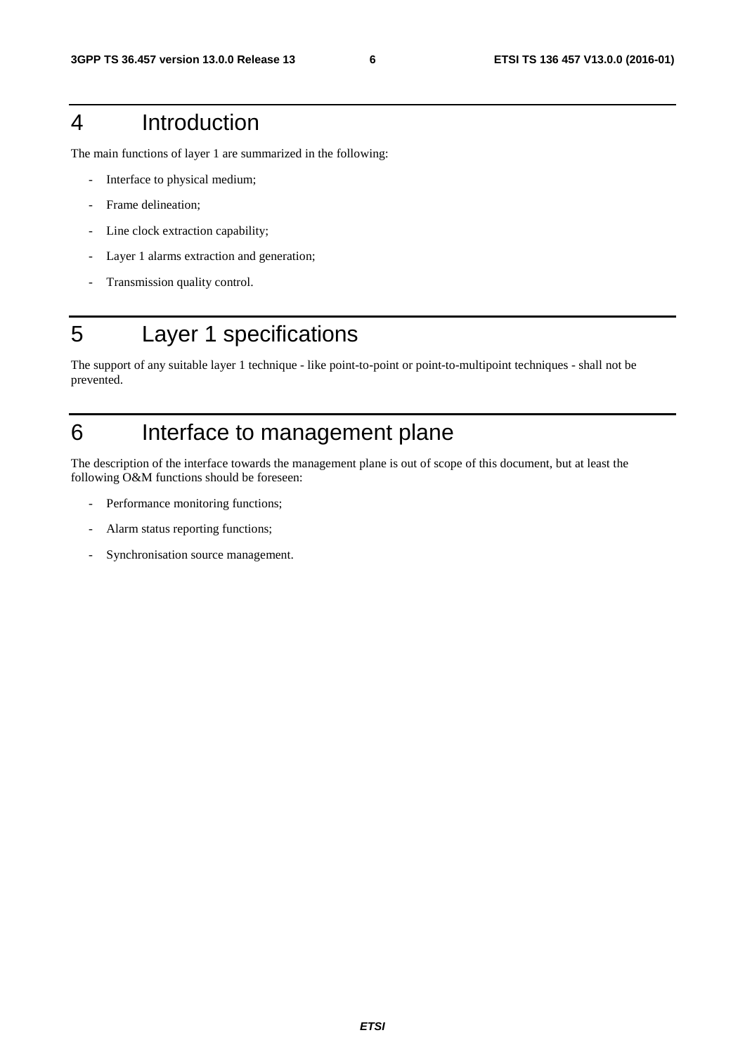# 4 Introduction

The main functions of layer 1 are summarized in the following:

- Interface to physical medium;
- Frame delineation;
- Line clock extraction capability;
- Layer 1 alarms extraction and generation;
- Transmission quality control.

# 5 Layer 1 specifications

The support of any suitable layer 1 technique - like point-to-point or point-to-multipoint techniques - shall not be prevented.

# 6 Interface to management plane

The description of the interface towards the management plane is out of scope of this document, but at least the following O&M functions should be foreseen:

- Performance monitoring functions;
- Alarm status reporting functions;
- Synchronisation source management.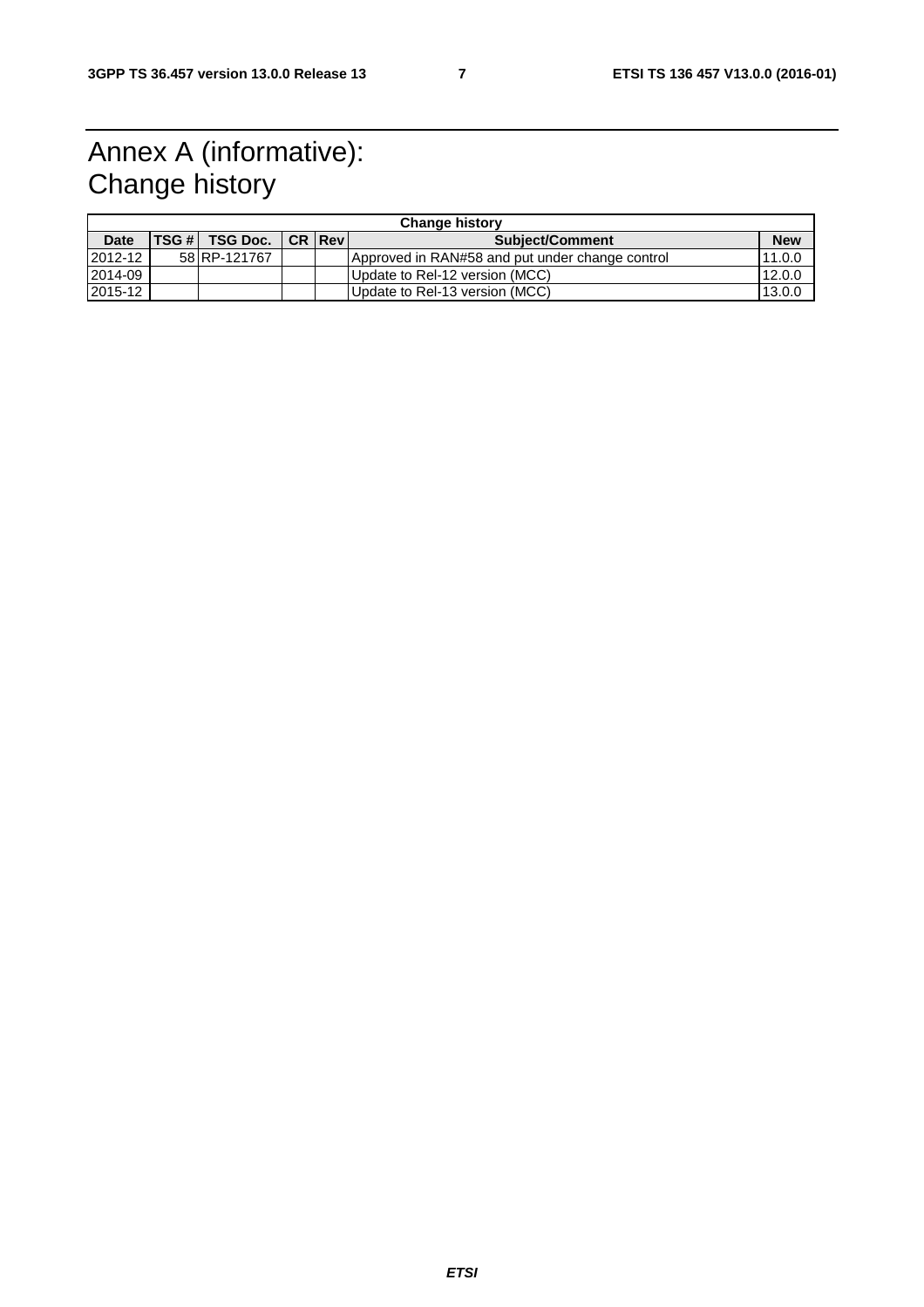# Annex A (informative): Change history

| Change history | | | | | | |
|---|---|---|---|---|---|---|
| **Date** | **TSG #** | **TSG Doc.** | **CR** | **Rev** | **Subject/Comment** | **New** |
| 2012-12 | 58 | RP-121767 | | | Approved in RAN#58 and put under change control | 11.0.0 |
| 2014-09 | | | | | Update to Rel-12 version (MCC) | 12.0.0 |
| 2015-12 | | | | | Update to Rel-13 version (MCC) | 13.0.0 |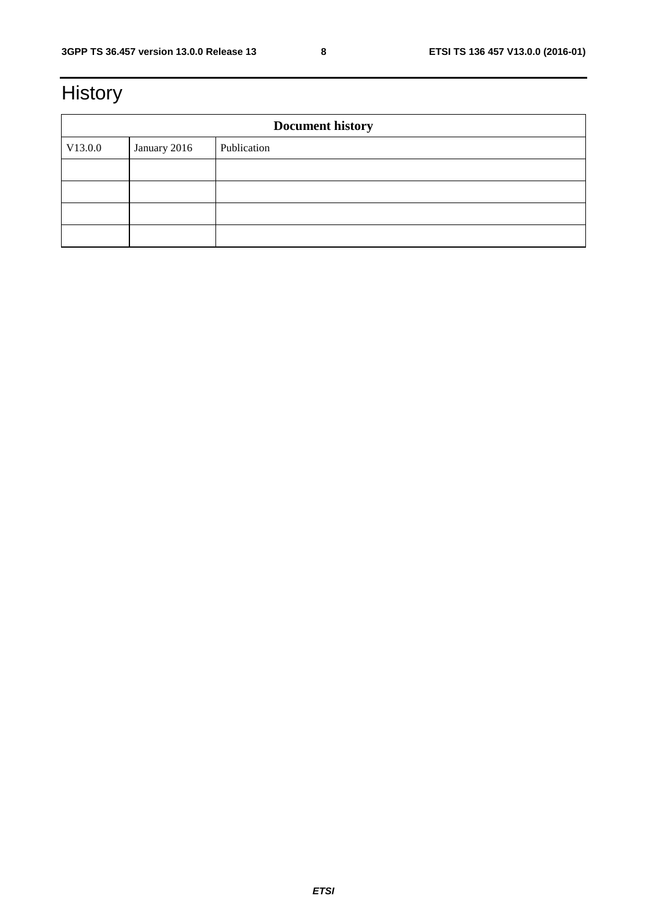# History

| Document history | | |
|---|---|---|
| V13.0.0 | January 2016 | Publication |
| | | |
| | | |
| | | |
| | | |